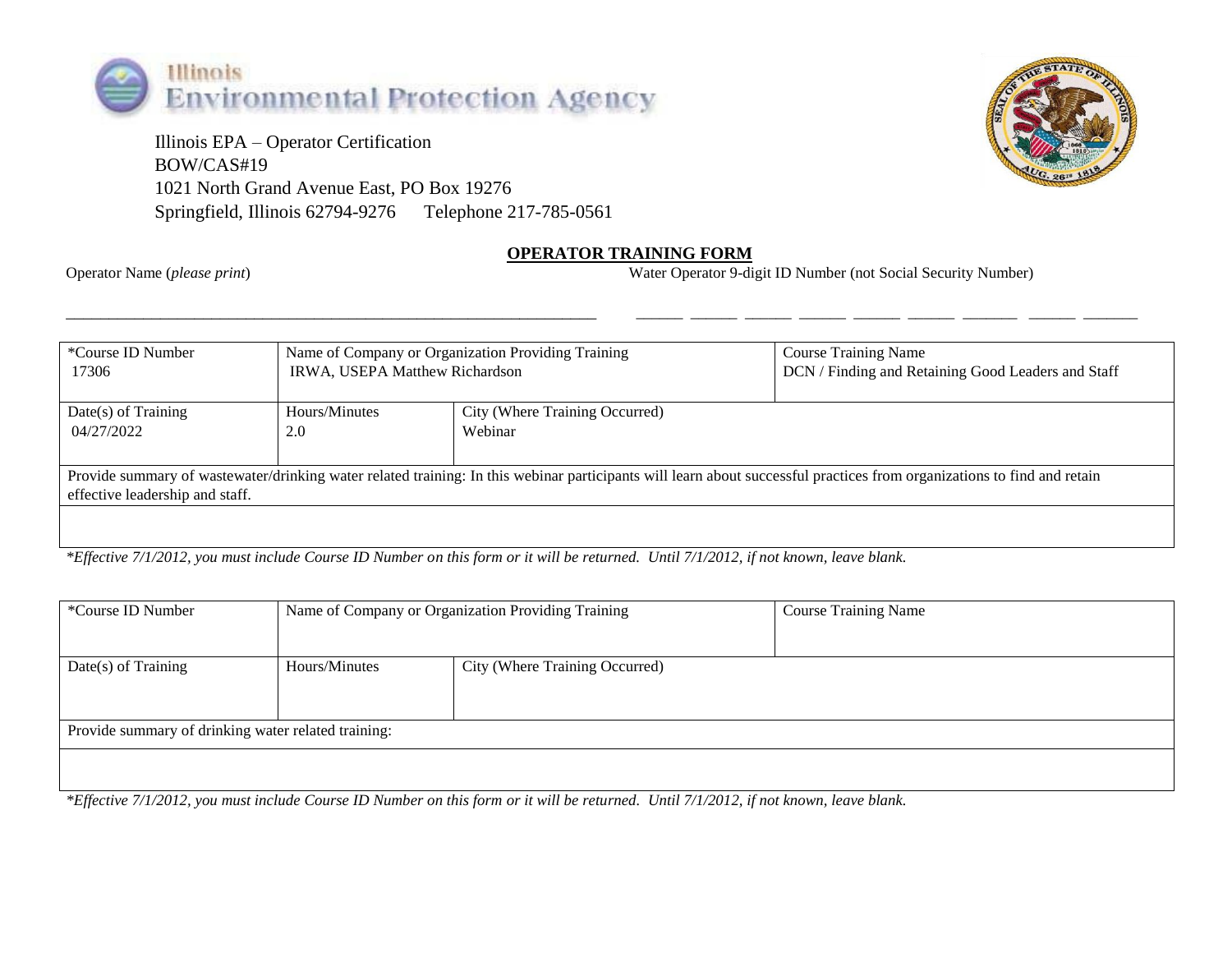Illinois Environmental Protection Agency

Illinois EPA – Operator Certification
BOW/CAS#19
1021 North Grand Avenue East, PO Box 19276
Springfield, Illinois 62794-9276 Telephone 217-785-0561

## OPERATOR TRAINING FORM

Operator Name (*please print*) \_\_\_\_\_\_\_\_\_\_\_\_\_\_\_\_\_\_\_\_\_\_\_\_\_\_\_\_\_\_\_\_\_\_\_\_\_\_\_\_\_\_\_\_\_\_\_\_\_\_

Water Operator 9-digit ID Number (not Social Security Number) \_\_\_ \_\_\_ \_\_\_ \_\_\_ \_\_\_ \_\_\_ \_\_\_ \_\_\_ \_\_\_

| *Course ID Number | Name of Company or Organization Providing Training | | Course Training Name |
|---|---|---|---|
| 17306 | IRWA, USEPA Matthew Richardson | | DCN / Finding and Retaining Good Leaders and Staff |
| Date(s) of Training | Hours/Minutes | City (Where Training Occurred) | |
| 04/27/2022 | 2.0 | Webinar | |
| Provide summary of wastewater/drinking water related training: In this webinar participants will learn about successful practices from organizations to find and retain effective leadership and staff. | | | |

**Effective 7/1/2012, you must include Course ID Number on this form or it will be returned. Until 7/1/2012, if not known, leave blank.*

| *Course ID Number | Name of Company or Organization Providing Training | | Course Training Name |
|---|---|---|---|
| | | | |
| Date(s) of Training | Hours/Minutes | City (Where Training Occurred) | |
| | | | |
| Provide summary of drinking water related training: | | | |

**Effective 7/1/2012, you must include Course ID Number on this form or it will be returned. Until 7/1/2012, if not known, leave blank.*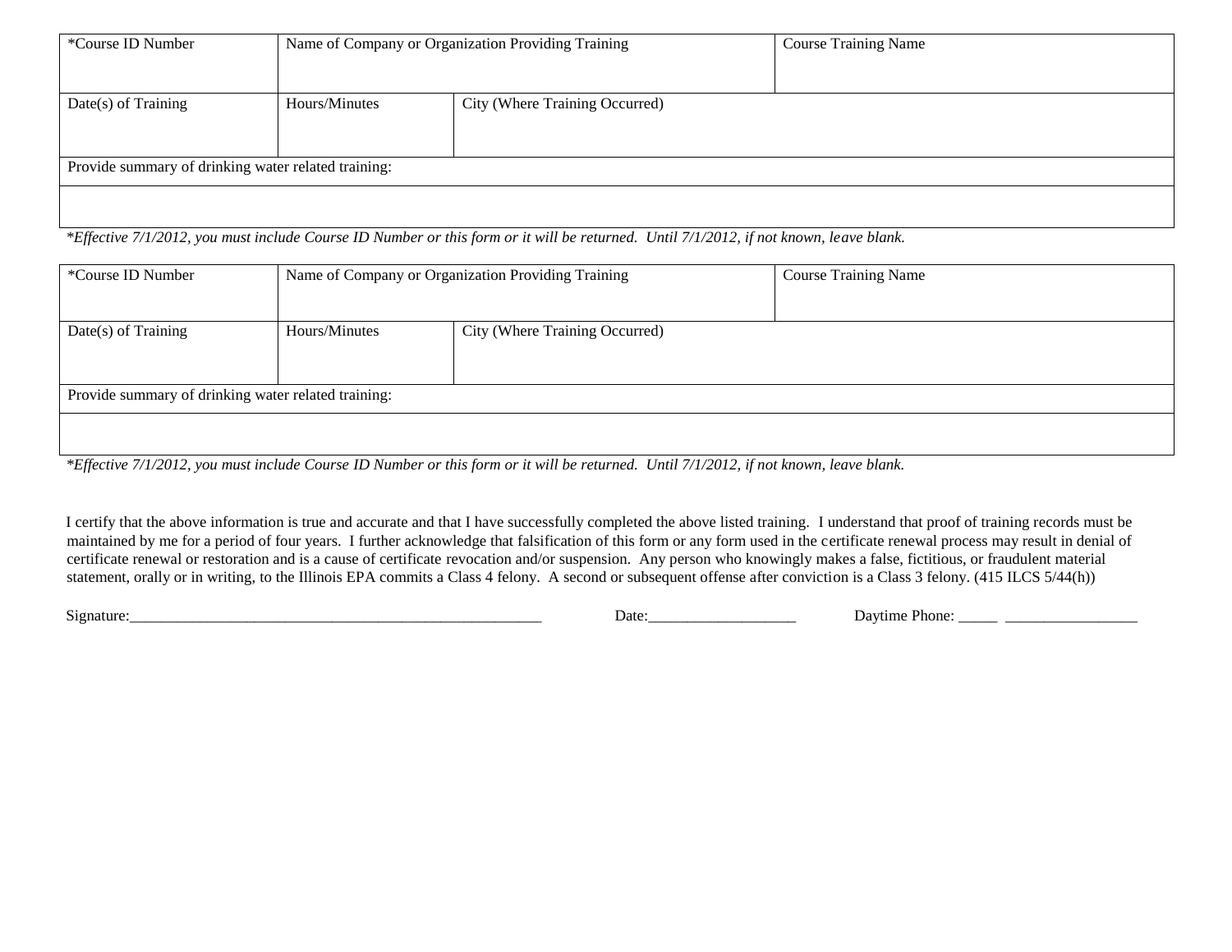| *Course ID Number | Name of Company or Organization Providing Training | | Course Training Name |
|---|---|---|---|
| Date(s) of Training | Hours/Minutes | City (Where Training Occurred) | |
| Provide summary of drinking water related training: | | | |
| | | | |

*Effective 7/1/2012, you must include Course ID Number or this form or it will be returned. Until 7/1/2012, if not known, leave blank.*

| *Course ID Number | Name of Company or Organization Providing Training | | Course Training Name |
|---|---|---|---|
| Date(s) of Training | Hours/Minutes | City (Where Training Occurred) | |
| Provide summary of drinking water related training: | | | |
| | | | |

*Effective 7/1/2012, you must include Course ID Number or this form or it will be returned. Until 7/1/2012, if not known, leave blank.*

I certify that the above information is true and accurate and that I have successfully completed the above listed training. I understand that proof of training records must be maintained by me for a period of four years. I further acknowledge that falsification of this form or any form used in the certificate renewal process may result in denial of certificate renewal or restoration and is a cause of certificate revocation and/or suspension. Any person who knowingly makes a false, fictitious, or fraudulent material statement, orally or in writing, to the Illinois EPA commits a Class 4 felony. A second or subsequent offense after conviction is a Class 3 felony. (415 ILCS 5/44(h))

Signature:_______________________________________________________ Date:___________________ Daytime Phone: _____ _________________